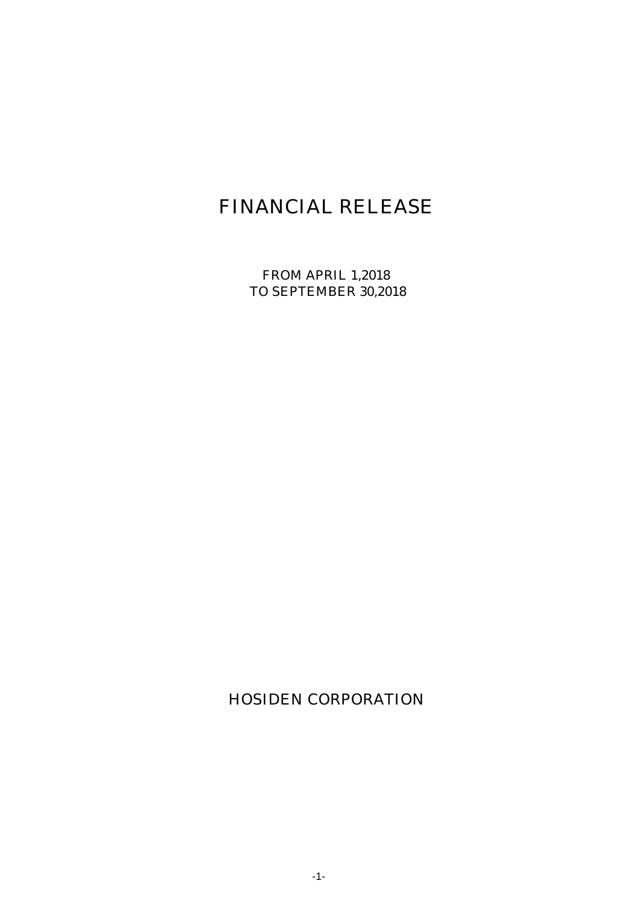# FINANCIAL RELEASE

FROM APRIL 1,2018
TO SEPTEMBER 30,2018

HOSIDEN CORPORATION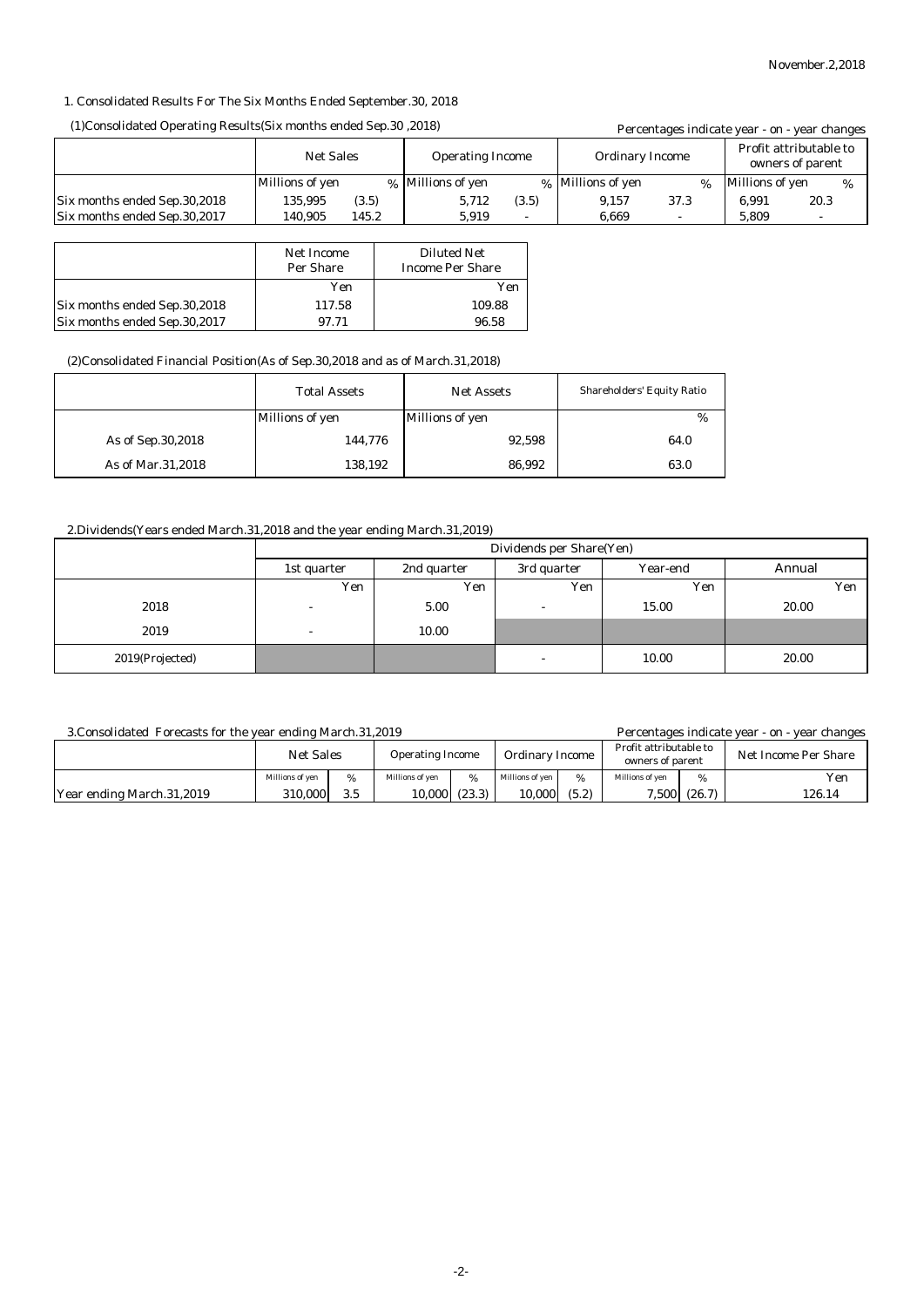November.2,2018

1. Consolidated Results For The Six Months Ended September.30, 2018

(1)Consolidated Operating Results(Six months ended Sep.30 ,2018)

Percentages indicate year - on - year changes

| | Net Sales | | Operating Income | | Ordinary Income | | Profit attributable to owners of parent | |
|---|---|---|---|---|---|---|---|---|
| | Millions of yen | % | Millions of yen | % | Millions of yen | % | Millions of yen | % |
| Six months ended Sep.30,2018 | 135,995 | (3.5) | 5,712 | (3.5) | 9,157 | 37.3 | 6,991 | 20.3 |
| Six months ended Sep.30,2017 | 140,905 | 145.2 | 5,919 | - | 6,669 | - | 5,809 | - |

| | Net Income Per Share | Diluted Net Income Per Share |
|---|---|---|
| | Yen | Yen |
| Six months ended Sep.30,2018 | 117.58 | 109.88 |
| Six months ended Sep.30,2017 | 97.71 | 96.58 |

(2)Consolidated Financial Position(As of Sep.30,2018 and as of March.31,2018)

| | Total Assets | Net Assets | Shareholders' Equity Ratio |
|---|---|---|---|
| | Millions of yen | Millions of yen | % |
| As of Sep.30,2018 | 144,776 | 92,598 | 64.0 |
| As of Mar.31,2018 | 138,192 | 86,992 | 63.0 |

2.Dividends(Years ended March.31,2018 and the year ending March.31,2019)

| | Dividends per Share(Yen) | | | | |
|---|---|---|---|---|---|
| | 1st quarter | 2nd quarter | 3rd quarter | Year-end | Annual |
| | Yen | Yen | Yen | Yen | Yen |
| 2018 | - | 5.00 | - | 15.00 | 20.00 |
| 2019 | - | 10.00 | | | |
| 2019(Projected) | | | - | 10.00 | 20.00 |

3.Consolidated Forecasts for the year ending March.31,2019

Percentages indicate year - on - year changes

| | Net Sales | | Operating Income | | Ordinary Income | | Profit attributable to owners of parent | | Net Income Per Share |
|---|---|---|---|---|---|---|---|---|---|
| | Millions of yen | % | Millions of yen | % | Millions of yen | % | Millions of yen | % | Yen |
| Year ending March.31,2019 | 310,000 | 3.5 | 10,000 | (23.3) | 10,000 | (5.2) | 7,500 | (26.7) | 126.14 |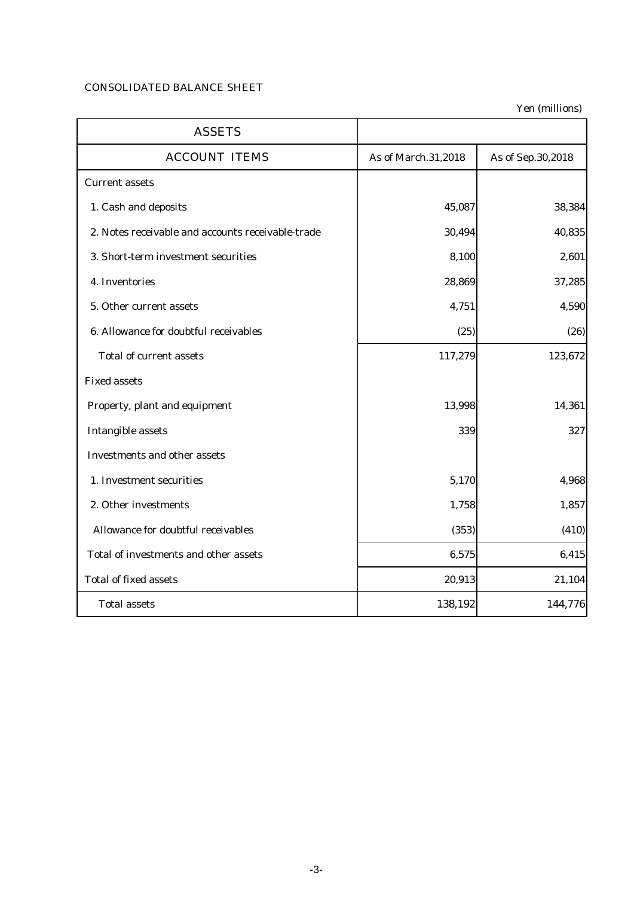CONSOLIDATED BALANCE SHEET

Yen (millions)

| ASSETS | | |
|---|---|---|
| ACCOUNT ITEMS | As of March.31,2018 | As of Sep.30,2018 |
| Current assets | | |
| 1. Cash and deposits | 45,087 | 38,384 |
| 2. Notes receivable and accounts receivable-trade | 30,494 | 40,835 |
| 3. Short-term investment securities | 8,100 | 2,601 |
| 4. Inventories | 28,869 | 37,285 |
| 5. Other current assets | 4,751 | 4,590 |
| 6. Allowance for doubtful receivables | (25) | (26) |
| Total of current assets | 117,279 | 123,672 |
| Fixed assets | | |
| Property, plant and equipment | 13,998 | 14,361 |
| Intangible assets | 339 | 327 |
| Investments and other assets | | |
| 1. Investment securities | 5,170 | 4,968 |
| 2. Other investments | 1,758 | 1,857 |
| Allowance for doubtful receivables | (353) | (410) |
| Total of investments and other assets | 6,575 | 6,415 |
| Total of fixed assets | 20,913 | 21,104 |
| Total assets | 138,192 | 144,776 |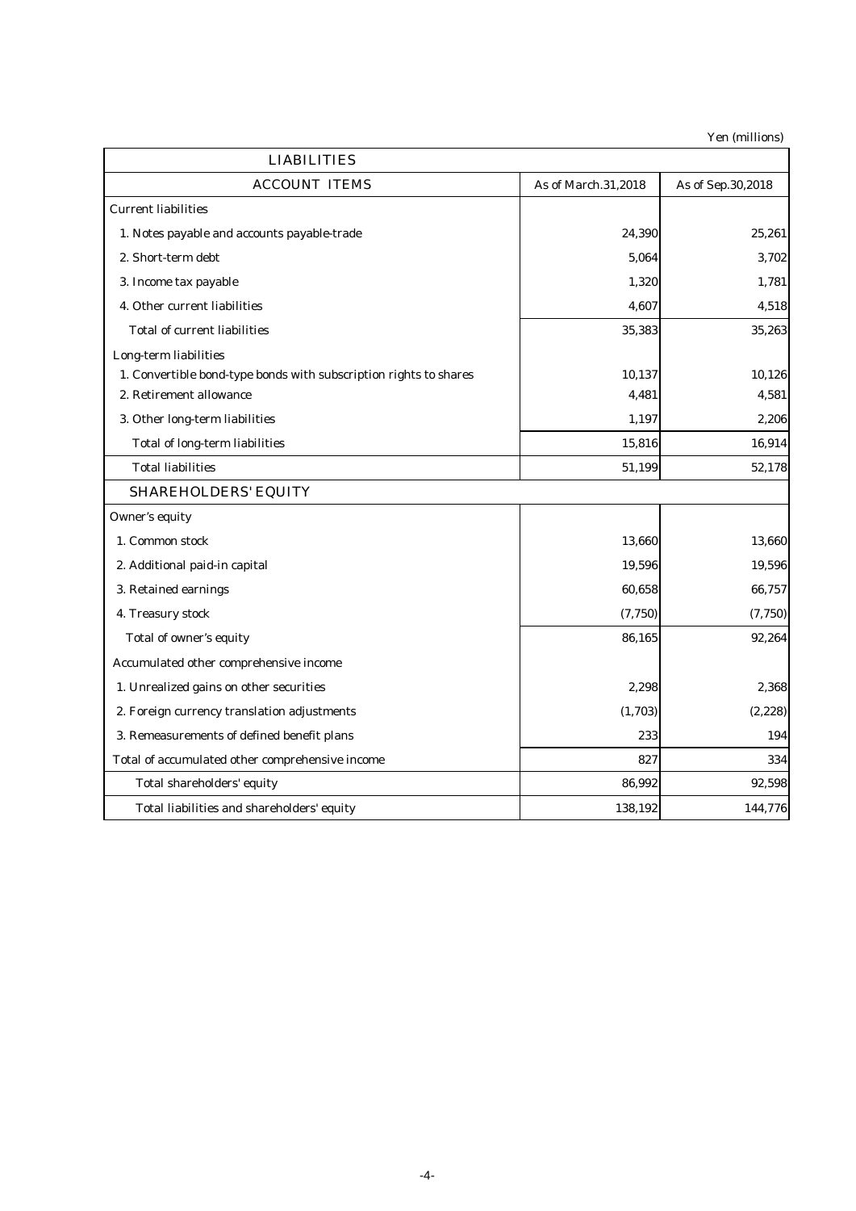Yen (millions)

| LIABILITIES | | |
|---|---|---|
| ACCOUNT ITEMS | As of March.31,2018 | As of Sep.30,2018 |
| Current liabilities | | |
| 1. Notes payable and accounts payable-trade | 24,390 | 25,261 |
| 2. Short-term debt | 5,064 | 3,702 |
| 3. Income tax payable | 1,320 | 1,781 |
| 4. Other current liabilities | 4,607 | 4,518 |
| Total of current liabilities | 35,383 | 35,263 |
| Long-term liabilities | | |
| 1. Convertible bond-type bonds with subscription rights to shares | 10,137 | 10,126 |
| 2. Retirement allowance | 4,481 | 4,581 |
| 3. Other long-term liabilities | 1,197 | 2,206 |
| Total of long-term liabilities | 15,816 | 16,914 |
| Total liabilities | 51,199 | 52,178 |
| SHAREHOLDERS' EQUITY | | |
| Owner's equity | | |
| 1. Common stock | 13,660 | 13,660 |
| 2. Additional paid-in capital | 19,596 | 19,596 |
| 3. Retained earnings | 60,658 | 66,757 |
| 4. Treasury stock | (7,750) | (7,750) |
| Total of owner's equity | 86,165 | 92,264 |
| Accumulated other comprehensive income | | |
| 1. Unrealized gains on other securities | 2,298 | 2,368 |
| 2. Foreign currency translation adjustments | (1,703) | (2,228) |
| 3. Remeasurements of defined benefit plans | 233 | 194 |
| Total of accumulated other comprehensive income | 827 | 334 |
| Total shareholders' equity | 86,992 | 92,598 |
| Total liabilities and shareholders' equity | 138,192 | 144,776 |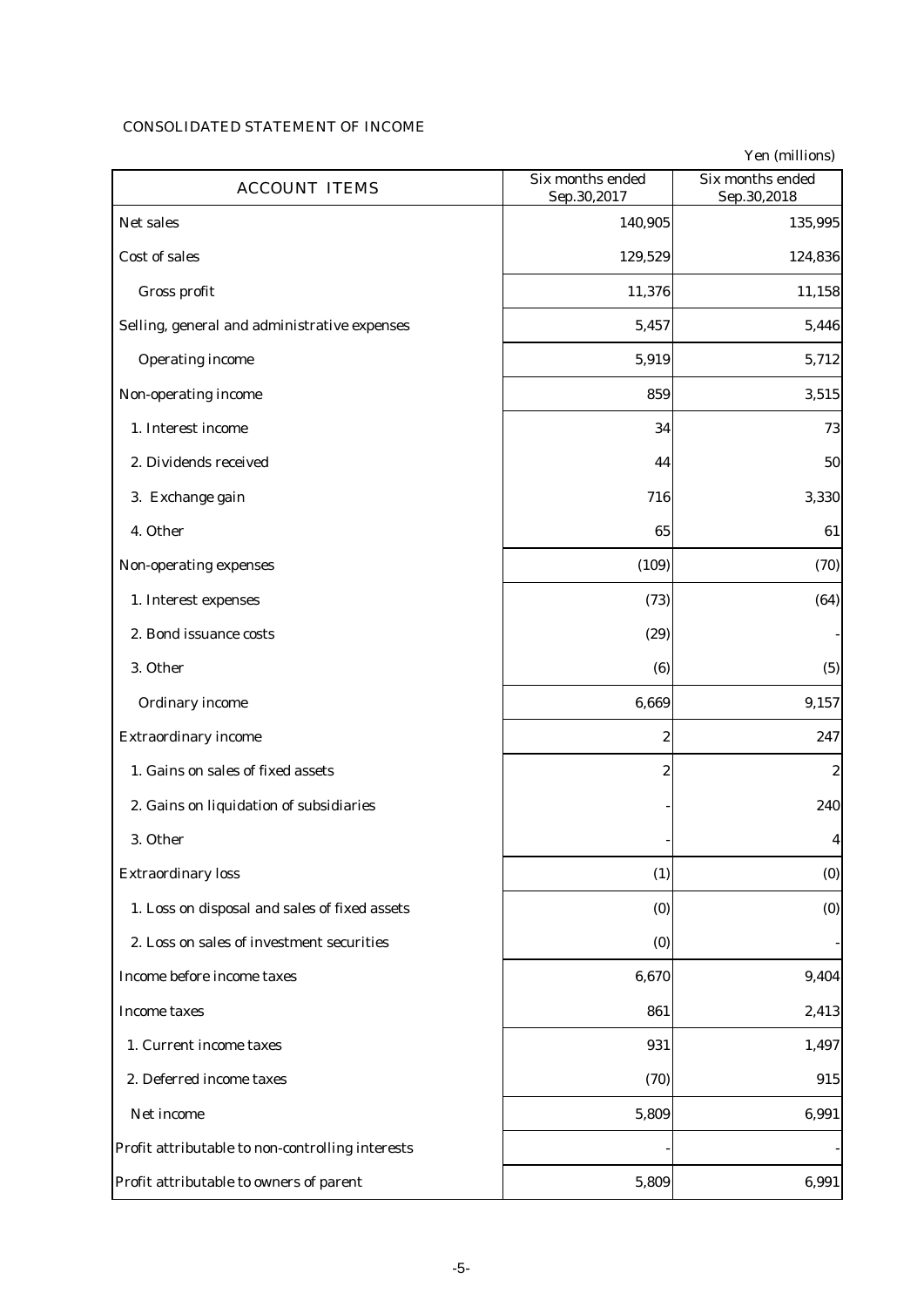## CONSOLIDATED STATEMENT OF INCOME

Yen (millions)

| ACCOUNT ITEMS | Six months ended Sep.30,2017 | Six months ended Sep.30,2018 |
|---|---|---|
| Net sales | 140,905 | 135,995 |
| Cost of sales | 129,529 | 124,836 |
| Gross profit | 11,376 | 11,158 |
| Selling, general and administrative expenses | 5,457 | 5,446 |
| Operating income | 5,919 | 5,712 |
| Non-operating income | 859 | 3,515 |
| 1. Interest income | 34 | 73 |
| 2. Dividends received | 44 | 50 |
| 3. Exchange gain | 716 | 3,330 |
| 4. Other | 65 | 61 |
| Non-operating expenses | (109) | (70) |
| 1. Interest expenses | (73) | (64) |
| 2. Bond issuance costs | (29) | - |
| 3. Other | (6) | (5) |
| Ordinary income | 6,669 | 9,157 |
| Extraordinary income | 2 | 247 |
| 1. Gains on sales of fixed assets | 2 | 2 |
| 2. Gains on liquidation of subsidiaries | - | 240 |
| 3. Other | - | 4 |
| Extraordinary loss | (1) | (0) |
| 1. Loss on disposal and sales of fixed assets | (0) | (0) |
| 2. Loss on sales of investment securities | (0) | - |
| Income before income taxes | 6,670 | 9,404 |
| Income taxes | 861 | 2,413 |
| 1. Current income taxes | 931 | 1,497 |
| 2. Deferred income taxes | (70) | 915 |
| Net income | 5,809 | 6,991 |
| Profit attributable to non-controlling interests | - | - |
| Profit attributable to owners of parent | 5,809 | 6,991 |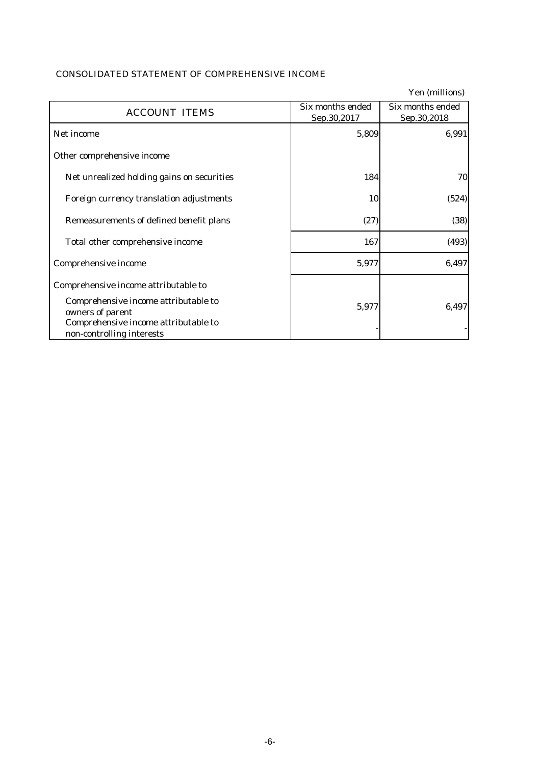## CONSOLIDATED STATEMENT OF COMPREHENSIVE INCOME

Yen (millions)

| ACCOUNT ITEMS | Six months ended Sep.30,2017 | Six months ended Sep.30,2018 |
|---|---|---|
| Net income | 5,809 | 6,991 |
| Other comprehensive income | | |
| Net unrealized holding gains on securities | 184 | 70 |
| Foreign currency translation adjustments | 10 | (524) |
| Remeasurements of defined benefit plans | (27) | (38) |
| Total other comprehensive income | 167 | (493) |
| Comprehensive income | 5,977 | 6,497 |
| Comprehensive income attributable to | | |
| Comprehensive income attributable to owners of parent | 5,977 | 6,497 |
| Comprehensive income attributable to non-controlling interests | - | - |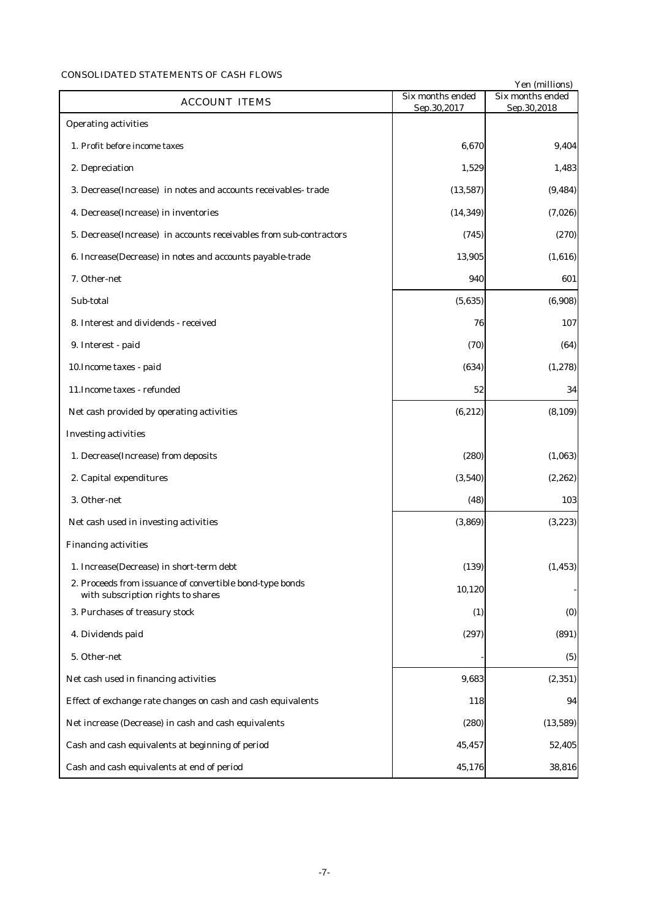CONSOLIDATED STATEMENTS OF CASH FLOWS

Yen (millions)

| ACCOUNT ITEMS | Six months ended Sep.30,2017 | Six months ended Sep.30,2018 |
|---|---|---|
| Operating activities | | |
| 1. Profit before income taxes | 6,670 | 9,404 |
| 2. Depreciation | 1,529 | 1,483 |
| 3. Decrease(Increase) in notes and accounts receivables- trade | (13,587) | (9,484) |
| 4. Decrease(Increase) in inventories | (14,349) | (7,026) |
| 5. Decrease(Increase) in accounts receivables from sub-contractors | (745) | (270) |
| 6. Increase(Decrease) in notes and accounts payable-trade | 13,905 | (1,616) |
| 7. Other-net | 940 | 601 |
| Sub-total | (5,635) | (6,908) |
| 8. Interest and dividends - received | 76 | 107 |
| 9. Interest - paid | (70) | (64) |
| 10.Income taxes - paid | (634) | (1,278) |
| 11.Income taxes - refunded | 52 | 34 |
| Net cash provided by operating activities | (6,212) | (8,109) |
| Investing activities | | |
| 1. Decrease(Increase) from deposits | (280) | (1,063) |
| 2. Capital expenditures | (3,540) | (2,262) |
| 3. Other-net | (48) | 103 |
| Net cash used in investing activities | (3,869) | (3,223) |
| Financing activities | | |
| 1. Increase(Decrease) in short-term debt | (139) | (1,453) |
| 2. Proceeds from issuance of convertible bond-type bonds with subscription rights to shares | 10,120 | - |
| 3. Purchases of treasury stock | (1) | (0) |
| 4. Dividends paid | (297) | (891) |
| 5. Other-net | - | (5) |
| Net cash used in financing activities | 9,683 | (2,351) |
| Effect of exchange rate changes on cash and cash equivalents | 118 | 94 |
| Net increase (Decrease) in cash and cash equivalents | (280) | (13,589) |
| Cash and cash equivalents at beginning of period | 45,457 | 52,405 |
| Cash and cash equivalents at end of period | 45,176 | 38,816 |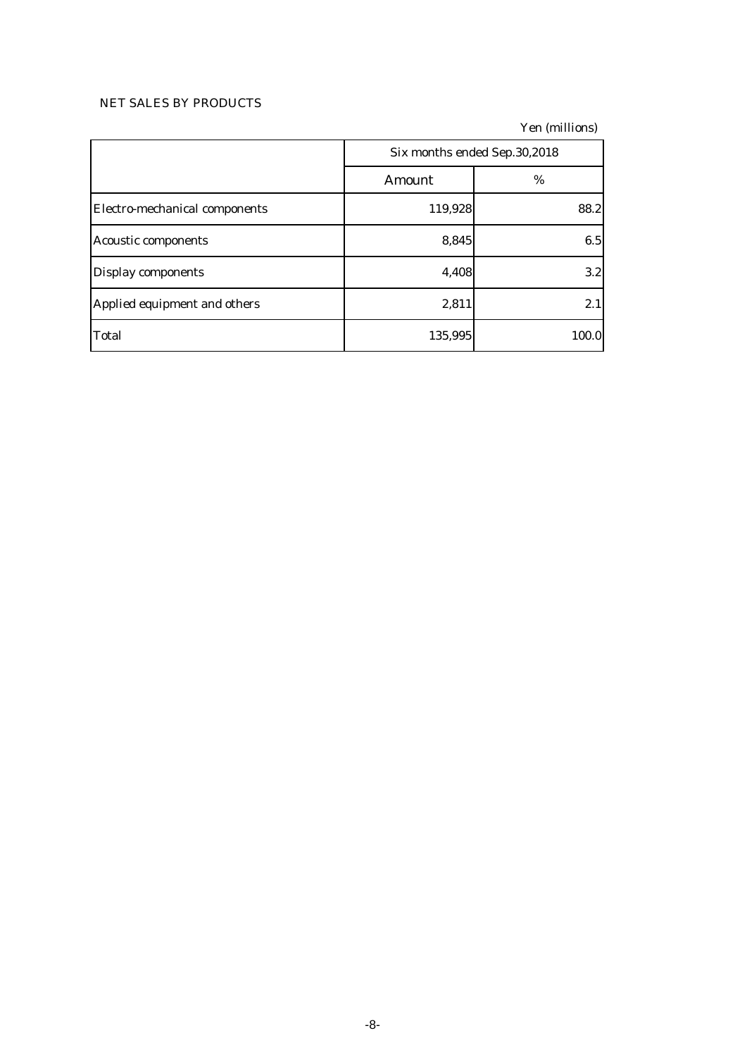NET SALES BY PRODUCTS

Yen (millions)

| | Six months ended Sep.30,2018 | |
|---|---|---|
| | Amount | % |
| Electro-mechanical components | 119,928 | 88.2 |
| Acoustic components | 8,845 | 6.5 |
| Display components | 4,408 | 3.2 |
| Applied equipment and others | 2,811 | 2.1 |
| Total | 135,995 | 100.0 |